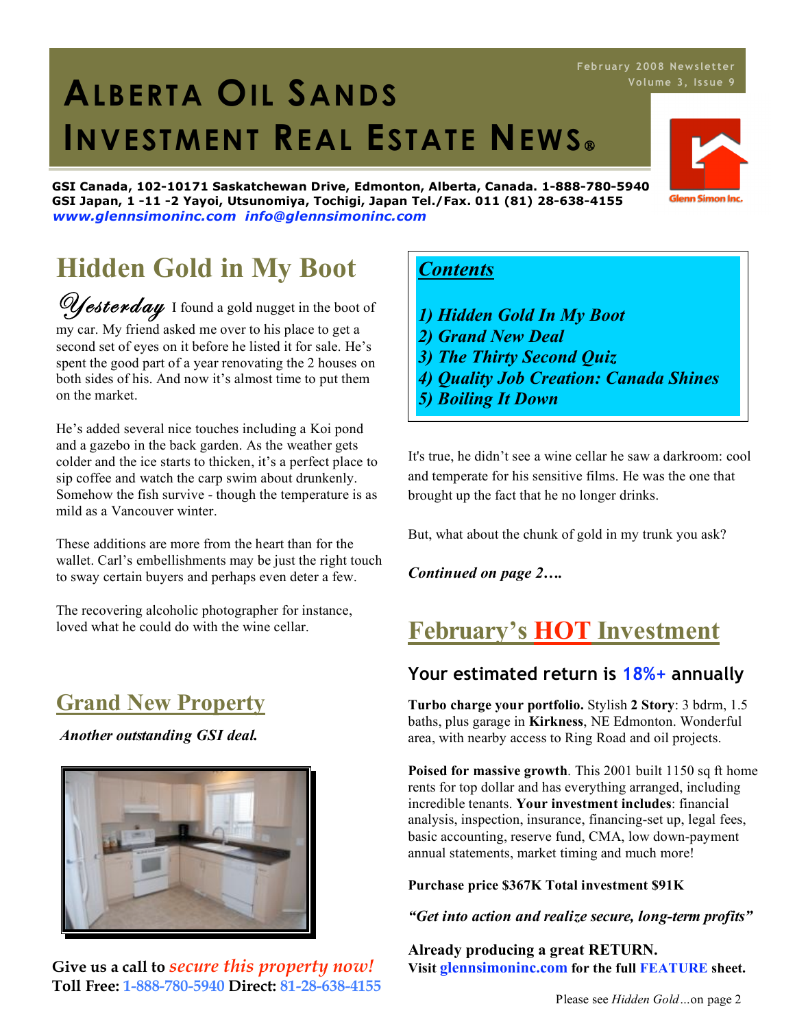# ALBERTA OIL SANDS INVESTMENT REAL ESTATE NEWS®

February 2008 Newsletter
Volume 3, Issue 9

**GSI Canada, 102-10171 Saskatchewan Drive, Edmonton, Alberta, Canada. 1-888-780-5940**
**GSI Japan, 1 -11 -2 Yayoi, Utsunomiya, Tochigi, Japan Tel./Fax. 011 (81) 28-638-4155**
***www.glennsimoninc.com info@glennsimoninc.com***

Glenn Simon Inc.

## Hidden Gold in My Boot

*Yesterday* I found a gold nugget in the boot of my car. My friend asked me over to his place to get a second set of eyes on it before he listed it for sale. He's spent the good part of a year renovating the 2 houses on both sides of his. And now it's almost time to put them on the market.

He's added several nice touches including a Koi pond and a gazebo in the back garden. As the weather gets colder and the ice starts to thicken, it's a perfect place to sip coffee and watch the carp swim about drunkenly. Somehow the fish survive - though the temperature is as mild as a Vancouver winter.

These additions are more from the heart than for the wallet. Carl's embellishments may be just the right touch to sway certain buyers and perhaps even deter a few.

The recovering alcoholic photographer for instance, loved what he could do with the wine cellar.

It's true, he didn't see a wine cellar he saw a darkroom: cool and temperate for his sensitive films. He was the one that brought up the fact that he no longer drinks.

But, what about the chunk of gold in my trunk you ask?

***Continued on page 2….***

### *Contents*

***1) Hidden Gold In My Boot***
***2) Grand New Deal***
***3) The Thirty Second Quiz***
***4) Quality Job Creation: Canada Shines***
***5) Boiling It Down***

## Grand New Property

***Another outstanding GSI deal.***

**Give us a call to *secure this property now!***
**Toll Free: 1-888-780-5940 Direct: 81-28-638-4155**

## February's HOT Investment

### Your estimated return is 18%+ annually

**Turbo charge your portfolio.** Stylish **2 Story**: 3 bdrm, 1.5 baths, plus garage in **Kirkness**, NE Edmonton. Wonderful area, with nearby access to Ring Road and oil projects.

**Poised for massive growth**. This 2001 built 1150 sq ft home rents for top dollar and has everything arranged, including incredible tenants. **Your investment includes**: financial analysis, inspection, insurance, financing-set up, legal fees, basic accounting, reserve fund, CMA, low down-payment annual statements, market timing and much more!

**Purchase price $367K Total investment $91K**

***"Get into action and realize secure, long-term profits"***

**Already producing a great RETURN.**
**Visit glennsimoninc.com for the full FEATURE sheet.**

Please see *Hidden Gold…*on page 2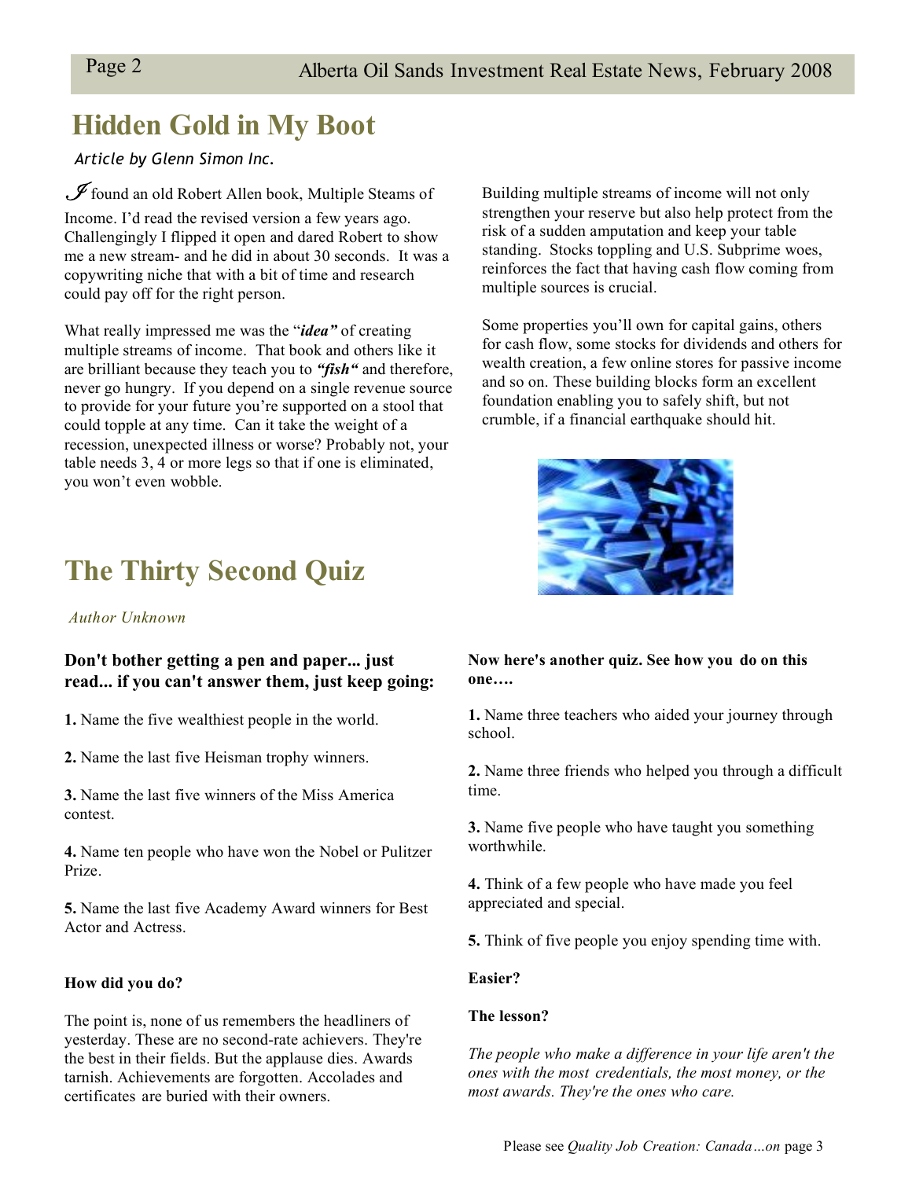## Hidden Gold in My Boot

*Article by Glenn Simon Inc.*

I found an old Robert Allen book, Multiple Steams of Income. I'd read the revised version a few years ago. Challengingly I flipped it open and dared Robert to show me a new stream- and he did in about 30 seconds. It was a copywriting niche that with a bit of time and research could pay off for the right person.

What really impressed me was the "***idea"*** of creating multiple streams of income. That book and others like it are brilliant because they teach you to ***"fish"*** and therefore, never go hungry. If you depend on a single revenue source to provide for your future you're supported on a stool that could topple at any time. Can it take the weight of a recession, unexpected illness or worse? Probably not, your table needs 3, 4 or more legs so that if one is eliminated, you won't even wobble.

Building multiple streams of income will not only strengthen your reserve but also help protect from the risk of a sudden amputation and keep your table standing. Stocks toppling and U.S. Subprime woes, reinforces the fact that having cash flow coming from multiple sources is crucial.

Some properties you'll own for capital gains, others for cash flow, some stocks for dividends and others for wealth creation, a few online stores for passive income and so on. These building blocks form an excellent foundation enabling you to safely shift, but not crumble, if a financial earthquake should hit.

## The Thirty Second Quiz

*Author Unknown*

**Don't bother getting a pen and paper... just read... if you can't answer them, just keep going:**

**1.** Name the five wealthiest people in the world.

**2.** Name the last five Heisman trophy winners.

**3.** Name the last five winners of the Miss America contest.

**4.** Name ten people who have won the Nobel or Pulitzer Prize.

**5.** Name the last five Academy Award winners for Best Actor and Actress.

**How did you do?**

The point is, none of us remembers the headliners of yesterday. These are no second-rate achievers. They're the best in their fields. But the applause dies. Awards tarnish. Achievements are forgotten. Accolades and certificates are buried with their owners.

**Now here's another quiz. See how you do on this one….**

**1.** Name three teachers who aided your journey through school.

**2.** Name three friends who helped you through a difficult time.

**3.** Name five people who have taught you something worthwhile.

**4.** Think of a few people who have made you feel appreciated and special.

**5.** Think of five people you enjoy spending time with.

**Easier?**

**The lesson?**

*The people who make a difference in your life aren't the ones with the most credentials, the most money, or the most awards. They're the ones who care.*

Please see *Quality Job Creation: Canada…on* page 3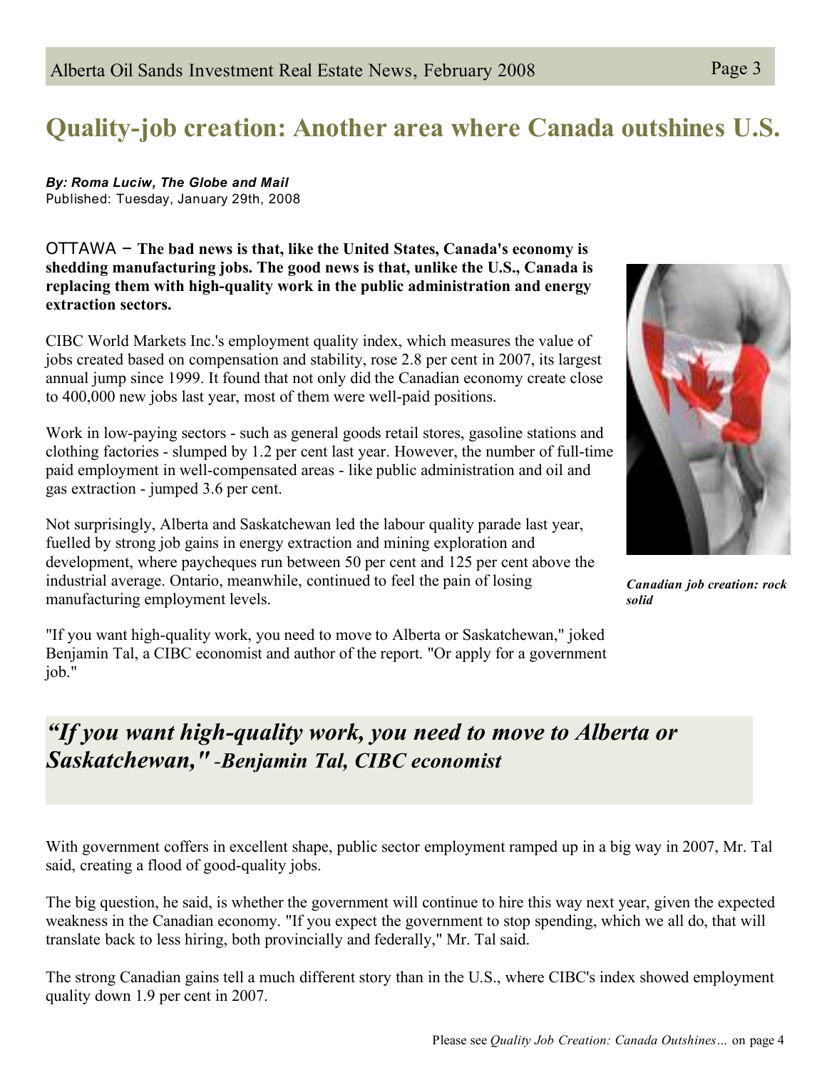# Quality-job creation: Another area where Canada outshines U.S.

***By: Roma Luciw, The Globe and Mail***
Published: Tuesday, January 29th, 2008

OTTAWA – **The bad news is that, like the United States, Canada's economy is shedding manufacturing jobs. The good news is that, unlike the U.S., Canada is replacing them with high-quality work in the public administration and energy extraction sectors.**

CIBC World Markets Inc.'s employment quality index, which measures the value of jobs created based on compensation and stability, rose 2.8 per cent in 2007, its largest annual jump since 1999. It found that not only did the Canadian economy create close to 400,000 new jobs last year, most of them were well-paid positions.

Work in low-paying sectors - such as general goods retail stores, gasoline stations and clothing factories - slumped by 1.2 per cent last year. However, the number of full-time paid employment in well-compensated areas - like public administration and oil and gas extraction - jumped 3.6 per cent.

Not surprisingly, Alberta and Saskatchewan led the labour quality parade last year, fuelled by strong job gains in energy extraction and mining exploration and development, where paycheques run between 50 per cent and 125 per cent above the industrial average. Ontario, meanwhile, continued to feel the pain of losing manufacturing employment levels.

***Canadian job creation: rock solid***

"If you want high-quality work, you need to move to Alberta or Saskatchewan," joked Benjamin Tal, a CIBC economist and author of the report. "Or apply for a government job."

> ***"If you want high-quality work, you need to move to Alberta or Saskatchewan," -Benjamin Tal, CIBC economist***

With government coffers in excellent shape, public sector employment ramped up in a big way in 2007, Mr. Tal said, creating a flood of good-quality jobs.

The big question, he said, is whether the government will continue to hire this way next year, given the expected weakness in the Canadian economy. "If you expect the government to stop spending, which we all do, that will translate back to less hiring, both provincially and federally," Mr. Tal said.

The strong Canadian gains tell a much different story than in the U.S., where CIBC's index showed employment quality down 1.9 per cent in 2007.

Please see *Quality Job Creation: Canada Outshines…* on page 4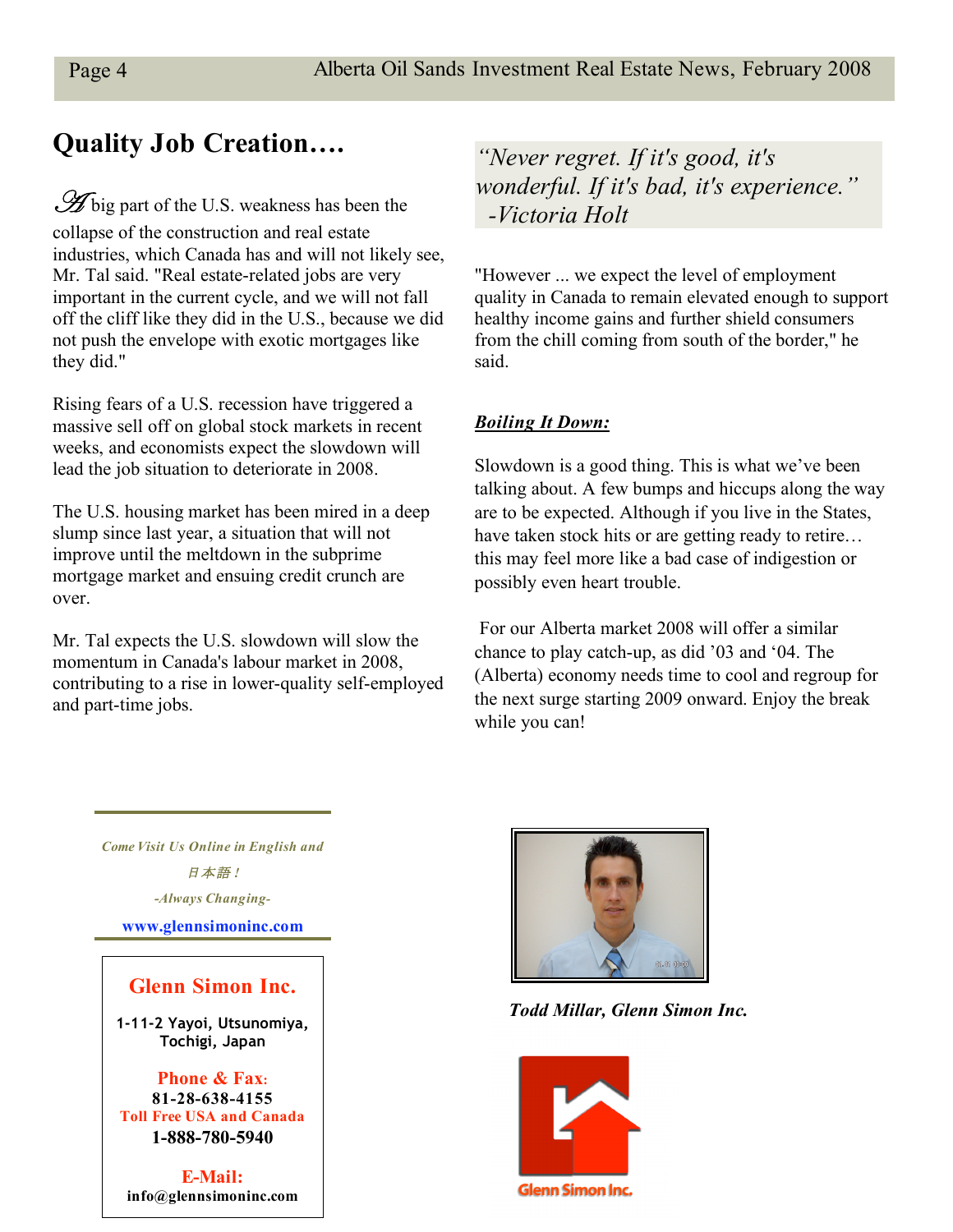## Quality Job Creation….

A big part of the U.S. weakness has been the collapse of the construction and real estate industries, which Canada has and will not likely see, Mr. Tal said. "Real estate-related jobs are very important in the current cycle, and we will not fall off the cliff like they did in the U.S., because we did not push the envelope with exotic mortgages like they did."

Rising fears of a U.S. recession have triggered a massive sell off on global stock markets in recent weeks, and economists expect the slowdown will lead the job situation to deteriorate in 2008.

The U.S. housing market has been mired in a deep slump since last year, a situation that will not improve until the meltdown in the subprime mortgage market and ensuing credit crunch are over.

Mr. Tal expects the U.S. slowdown will slow the momentum in Canada's labour market in 2008, contributing to a rise in lower-quality self-employed and part-time jobs.

*"Never regret. If it's good, it's wonderful. If it's bad, it's experience."*
*-Victoria Holt*

"However ... we expect the level of employment quality in Canada to remain elevated enough to support healthy income gains and further shield consumers from the chill coming from south of the border," he said.

***Boiling It Down:***

Slowdown is a good thing. This is what we've been talking about. A few bumps and hiccups along the way are to be expected. Although if you live in the States, have taken stock hits or are getting ready to retire… this may feel more like a bad case of indigestion or possibly even heart trouble.

For our Alberta market 2008 will offer a similar chance to play catch-up, as did '03 and '04. The (Alberta) economy needs time to cool and regroup for the next surge starting 2009 onward. Enjoy the break while you can!

*Come Visit Us Online in English and 日本語！*

*-Always Changing-*

**www.glennsimoninc.com**

**Glenn Simon Inc.**

**1-11-2 Yayoi, Utsunomiya, Tochigi, Japan**

**Phone & Fax:**
**81-28-638-4155**
**Toll Free USA and Canada**
**1-888-780-5940**

**E-Mail:**
**info@glennsimoninc.com**

***Todd Millar, Glenn Simon Inc.***

Glenn Simon Inc.